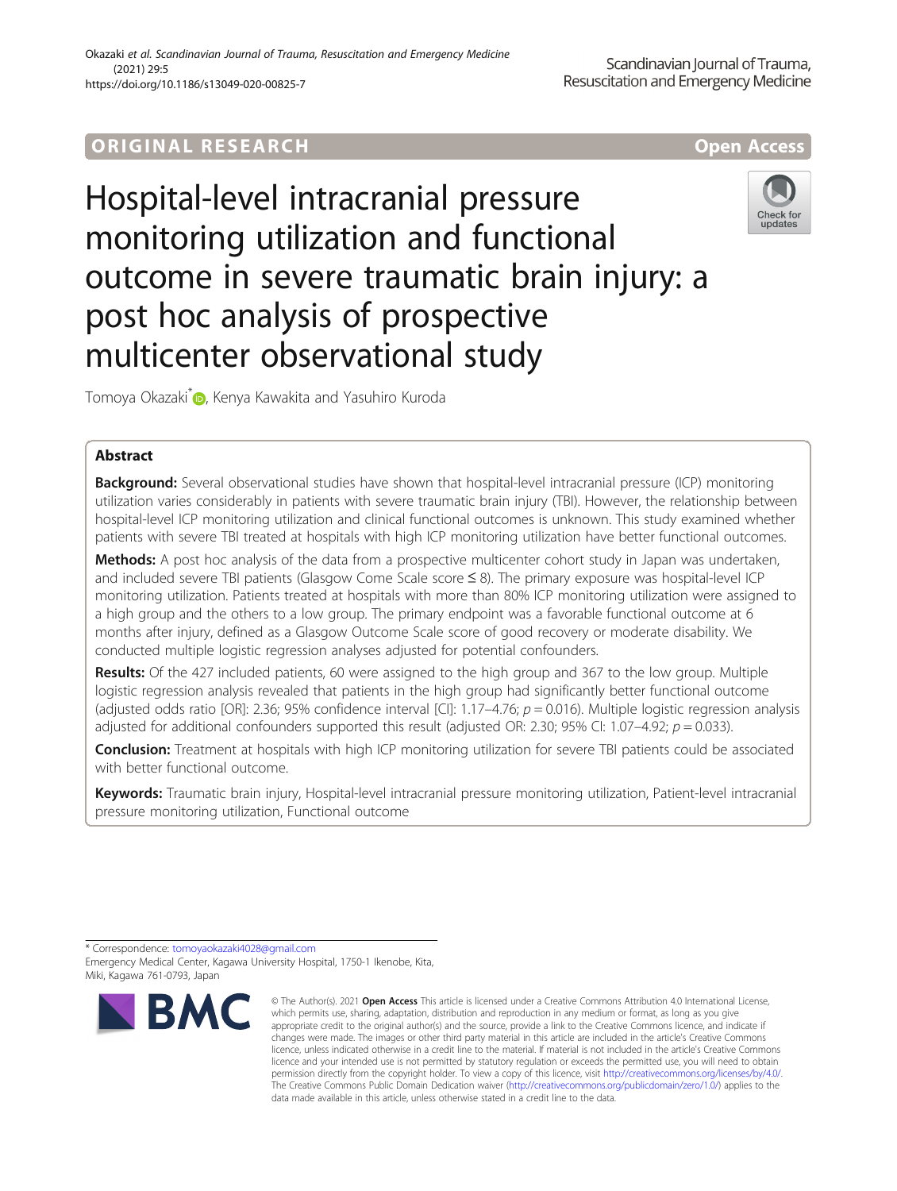ORIGINAL RESEARCH

Open Access

# Hospital-level intracranial pressure monitoring utilization and functional outcome in severe traumatic brain injury: a post hoc analysis of prospective multicenter observational study

Tomoya Okazaki*, Kenya Kawakita and Yasuhiro Kuroda

## Abstract

**Background:** Several observational studies have shown that hospital-level intracranial pressure (ICP) monitoring utilization varies considerably in patients with severe traumatic brain injury (TBI). However, the relationship between hospital-level ICP monitoring utilization and clinical functional outcomes is unknown. This study examined whether patients with severe TBI treated at hospitals with high ICP monitoring utilization have better functional outcomes.

**Methods:** A post hoc analysis of the data from a prospective multicenter cohort study in Japan was undertaken, and included severe TBI patients (Glasgow Come Scale score ≤ 8). The primary exposure was hospital-level ICP monitoring utilization. Patients treated at hospitals with more than 80% ICP monitoring utilization were assigned to a high group and the others to a low group. The primary endpoint was a favorable functional outcome at 6 months after injury, defined as a Glasgow Outcome Scale score of good recovery or moderate disability. We conducted multiple logistic regression analyses adjusted for potential confounders.

**Results:** Of the 427 included patients, 60 were assigned to the high group and 367 to the low group. Multiple logistic regression analysis revealed that patients in the high group had significantly better functional outcome (adjusted odds ratio [OR]: 2.36; 95% confidence interval [CI]: 1.17–4.76; $p = 0.016$). Multiple logistic regression analysis adjusted for additional confounders supported this result (adjusted OR: 2.30; 95% CI: 1.07–4.92; $p = 0.033$).

**Conclusion:** Treatment at hospitals with high ICP monitoring utilization for severe TBI patients could be associated with better functional outcome.

**Keywords:** Traumatic brain injury, Hospital-level intracranial pressure monitoring utilization, Patient-level intracranial pressure monitoring utilization, Functional outcome

* Correspondence: tomoyaokazaki4028@gmail.com
Emergency Medical Center, Kagawa University Hospital, 1750-1 Ikenobe, Kita, Miki, Kagawa 761-0793, Japan

© The Author(s). 2021 **Open Access** This article is licensed under a Creative Commons Attribution 4.0 International License, which permits use, sharing, adaptation, distribution and reproduction in any medium or format, as long as you give appropriate credit to the original author(s) and the source, provide a link to the Creative Commons licence, and indicate if changes were made. The images or other third party material in this article are included in the article's Creative Commons licence, unless indicated otherwise in a credit line to the material. If material is not included in the article's Creative Commons licence and your intended use is not permitted by statutory regulation or exceeds the permitted use, you will need to obtain permission directly from the copyright holder. To view a copy of this licence, visit http://creativecommons.org/licenses/by/4.0/. The Creative Commons Public Domain Dedication waiver (http://creativecommons.org/publicdomain/zero/1.0/) applies to the data made available in this article, unless otherwise stated in a credit line to the data.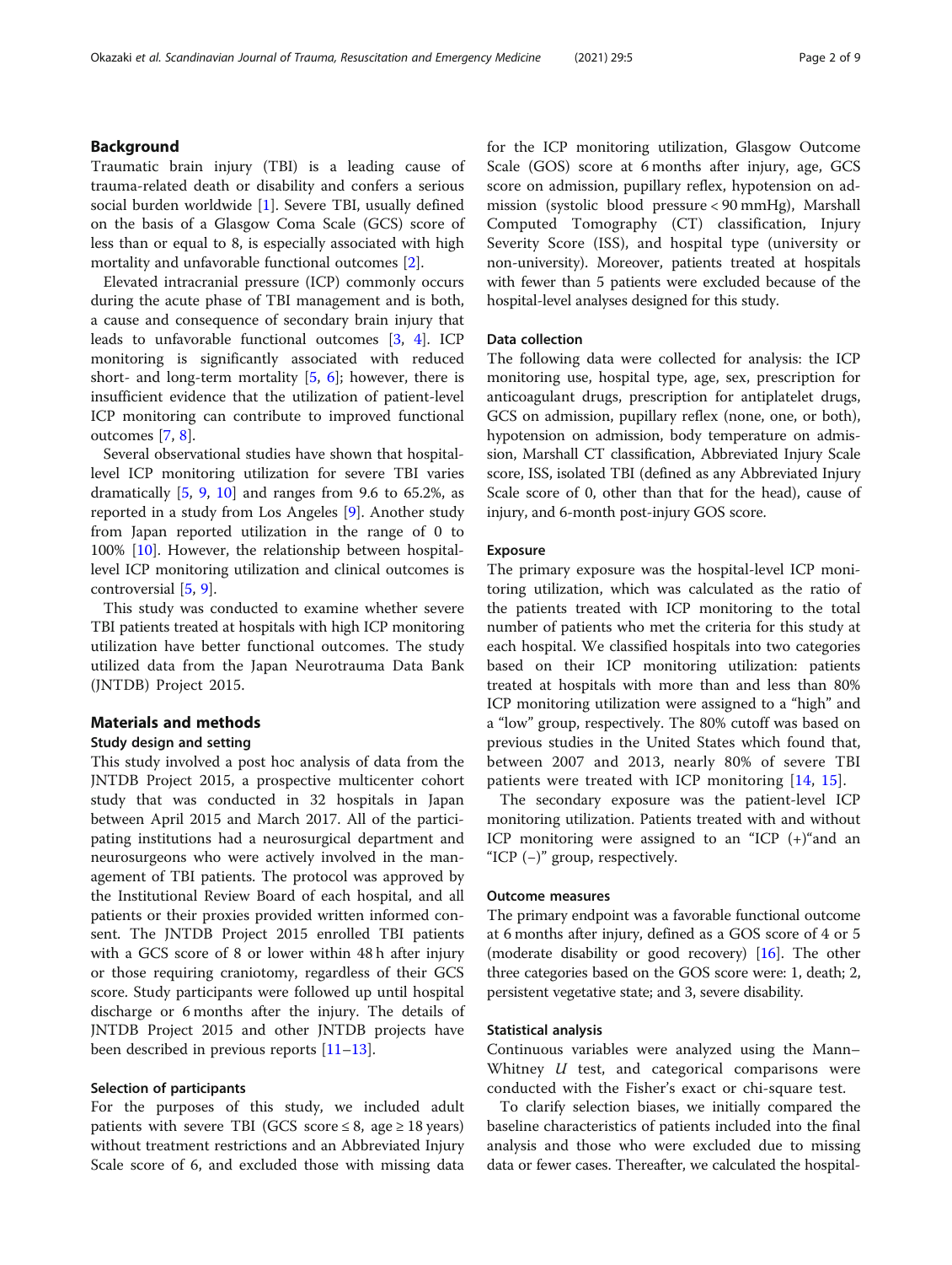## Background

Traumatic brain injury (TBI) is a leading cause of trauma-related death or disability and confers a serious social burden worldwide [1]. Severe TBI, usually defined on the basis of a Glasgow Coma Scale (GCS) score of less than or equal to 8, is especially associated with high mortality and unfavorable functional outcomes [2].

Elevated intracranial pressure (ICP) commonly occurs during the acute phase of TBI management and is both, a cause and consequence of secondary brain injury that leads to unfavorable functional outcomes [3, 4]. ICP monitoring is significantly associated with reduced short- and long-term mortality [5, 6]; however, there is insufficient evidence that the utilization of patient-level ICP monitoring can contribute to improved functional outcomes [7, 8].

Several observational studies have shown that hospital-level ICP monitoring utilization for severe TBI varies dramatically [5, 9, 10] and ranges from 9.6 to 65.2%, as reported in a study from Los Angeles [9]. Another study from Japan reported utilization in the range of 0 to 100% [10]. However, the relationship between hospital-level ICP monitoring utilization and clinical outcomes is controversial [5, 9].

This study was conducted to examine whether severe TBI patients treated at hospitals with high ICP monitoring utilization have better functional outcomes. The study utilized data from the Japan Neurotrauma Data Bank (JNTDB) Project 2015.

## Materials and methods

### Study design and setting

This study involved a post hoc analysis of data from the JNTDB Project 2015, a prospective multicenter cohort study that was conducted in 32 hospitals in Japan between April 2015 and March 2017. All of the participating institutions had a neurosurgical department and neurosurgeons who were actively involved in the management of TBI patients. The protocol was approved by the Institutional Review Board of each hospital, and all patients or their proxies provided written informed consent. The JNTDB Project 2015 enrolled TBI patients with a GCS score of 8 or lower within 48 h after injury or those requiring craniotomy, regardless of their GCS score. Study participants were followed up until hospital discharge or 6 months after the injury. The details of JNTDB Project 2015 and other JNTDB projects have been described in previous reports [11–13].

### Selection of participants

For the purposes of this study, we included adult patients with severe TBI (GCS score ≤ 8, age ≥ 18 years) without treatment restrictions and an Abbreviated Injury Scale score of 6, and excluded those with missing data for the ICP monitoring utilization, Glasgow Outcome Scale (GOS) score at 6 months after injury, age, GCS score on admission, pupillary reflex, hypotension on admission (systolic blood pressure < 90 mmHg), Marshall Computed Tomography (CT) classification, Injury Severity Score (ISS), and hospital type (university or non-university). Moreover, patients treated at hospitals with fewer than 5 patients were excluded because of the hospital-level analyses designed for this study.

### Data collection

The following data were collected for analysis: the ICP monitoring use, hospital type, age, sex, prescription for anticoagulant drugs, prescription for antiplatelet drugs, GCS on admission, pupillary reflex (none, one, or both), hypotension on admission, body temperature on admission, Marshall CT classification, Abbreviated Injury Scale score, ISS, isolated TBI (defined as any Abbreviated Injury Scale score of 0, other than that for the head), cause of injury, and 6-month post-injury GOS score.

### Exposure

The primary exposure was the hospital-level ICP monitoring utilization, which was calculated as the ratio of the patients treated with ICP monitoring to the total number of patients who met the criteria for this study at each hospital. We classified hospitals into two categories based on their ICP monitoring utilization: patients treated at hospitals with more than and less than 80% ICP monitoring utilization were assigned to a "high" and a "low" group, respectively. The 80% cutoff was based on previous studies in the United States which found that, between 2007 and 2013, nearly 80% of severe TBI patients were treated with ICP monitoring [14, 15].

The secondary exposure was the patient-level ICP monitoring utilization. Patients treated with and without ICP monitoring were assigned to an "ICP (+)"and an "ICP (−)" group, respectively.

### Outcome measures

The primary endpoint was a favorable functional outcome at 6 months after injury, defined as a GOS score of 4 or 5 (moderate disability or good recovery) [16]. The other three categories based on the GOS score were: 1, death; 2, persistent vegetative state; and 3, severe disability.

### Statistical analysis

Continuous variables were analyzed using the Mann–Whitney *U* test, and categorical comparisons were conducted with the Fisher's exact or chi-square test.

To clarify selection biases, we initially compared the baseline characteristics of patients included into the final analysis and those who were excluded due to missing data or fewer cases. Thereafter, we calculated the hospital-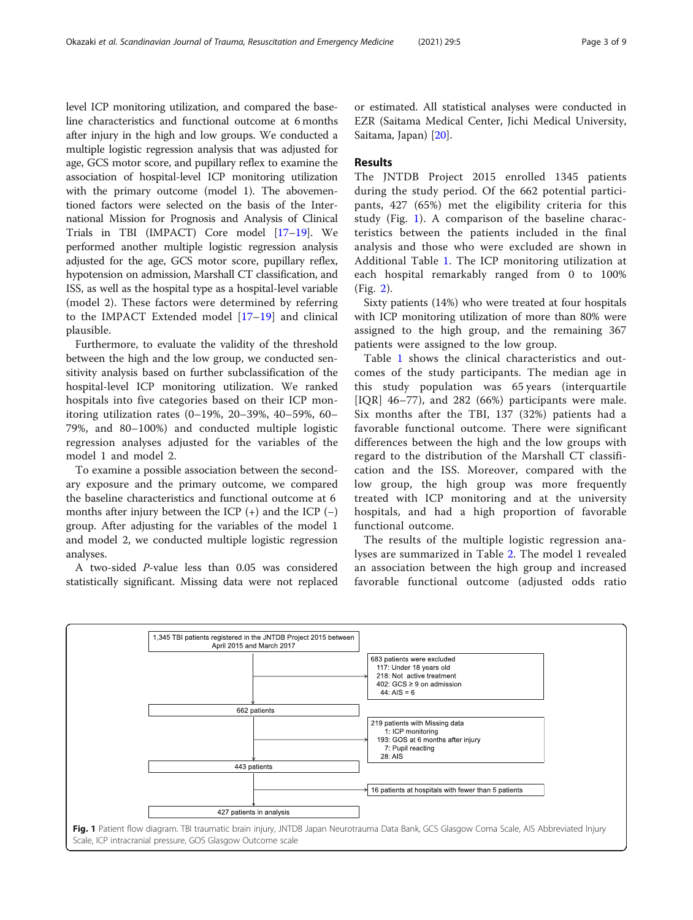level ICP monitoring utilization, and compared the baseline characteristics and functional outcome at 6 months after injury in the high and low groups. We conducted a multiple logistic regression analysis that was adjusted for age, GCS motor score, and pupillary reflex to examine the association of hospital-level ICP monitoring utilization with the primary outcome (model 1). The abovementioned factors were selected on the basis of the International Mission for Prognosis and Analysis of Clinical Trials in TBI (IMPACT) Core model [17–19]. We performed another multiple logistic regression analysis adjusted for the age, GCS motor score, pupillary reflex, hypotension on admission, Marshall CT classification, and ISS, as well as the hospital type as a hospital-level variable (model 2). These factors were determined by referring to the IMPACT Extended model [17–19] and clinical plausible.

Furthermore, to evaluate the validity of the threshold between the high and the low group, we conducted sensitivity analysis based on further subclassification of the hospital-level ICP monitoring utilization. We ranked hospitals into five categories based on their ICP monitoring utilization rates (0–19%, 20–39%, 40–59%, 60–79%, and 80–100%) and conducted multiple logistic regression analyses adjusted for the variables of the model 1 and model 2.

To examine a possible association between the secondary exposure and the primary outcome, we compared the baseline characteristics and functional outcome at 6 months after injury between the ICP (+) and the ICP (−) group. After adjusting for the variables of the model 1 and model 2, we conducted multiple logistic regression analyses.

A two-sided *P*-value less than 0.05 was considered statistically significant. Missing data were not replaced or estimated. All statistical analyses were conducted in EZR (Saitama Medical Center, Jichi Medical University, Saitama, Japan) [20].

## Results

The JNTDB Project 2015 enrolled 1345 patients during the study period. Of the 662 potential participants, 427 (65%) met the eligibility criteria for this study (Fig. 1). A comparison of the baseline characteristics between the patients included in the final analysis and those who were excluded are shown in Additional Table 1. The ICP monitoring utilization at each hospital remarkably ranged from 0 to 100% (Fig. 2).

Sixty patients (14%) who were treated at four hospitals with ICP monitoring utilization of more than 80% were assigned to the high group, and the remaining 367 patients were assigned to the low group.

Table 1 shows the clinical characteristics and outcomes of the study participants. The median age in this study population was 65 years (interquartile [IQR] 46–77), and 282 (66%) participants were male. Six months after the TBI, 137 (32%) patients had a favorable functional outcome. There were significant differences between the high and the low groups with regard to the distribution of the Marshall CT classification and the ISS. Moreover, compared with the low group, the high group was more frequently treated with ICP monitoring and at the university hospitals, and had a high proportion of favorable functional outcome.

The results of the multiple logistic regression analyses are summarized in Table 2. The model 1 revealed an association between the high group and increased favorable functional outcome (adjusted odds ratio

1,345 TBI patients registered in the JNTDB Project 2015 between April 2015 and March 2017
→ 683 patients were excluded: 117: Under 18 years old; 218: Not active treatment; 402: GCS ≥ 9 on admission; 44: AIS = 6
662 patients
→ 219 patients with Missing data: 1: ICP monitoring; 193: GOS at 6 months after injury; 7: Pupil reacting; 28: AIS
443 patients
→ 16 patients at hospitals with fewer than 5 patients
427 patients in analysis

**Fig. 1** Patient flow diagram. TBI traumatic brain injury, JNTDB Japan Neurotrauma Data Bank, GCS Glasgow Coma Scale, AIS Abbreviated Injury Scale, ICP intracranial pressure, GOS Glasgow Outcome scale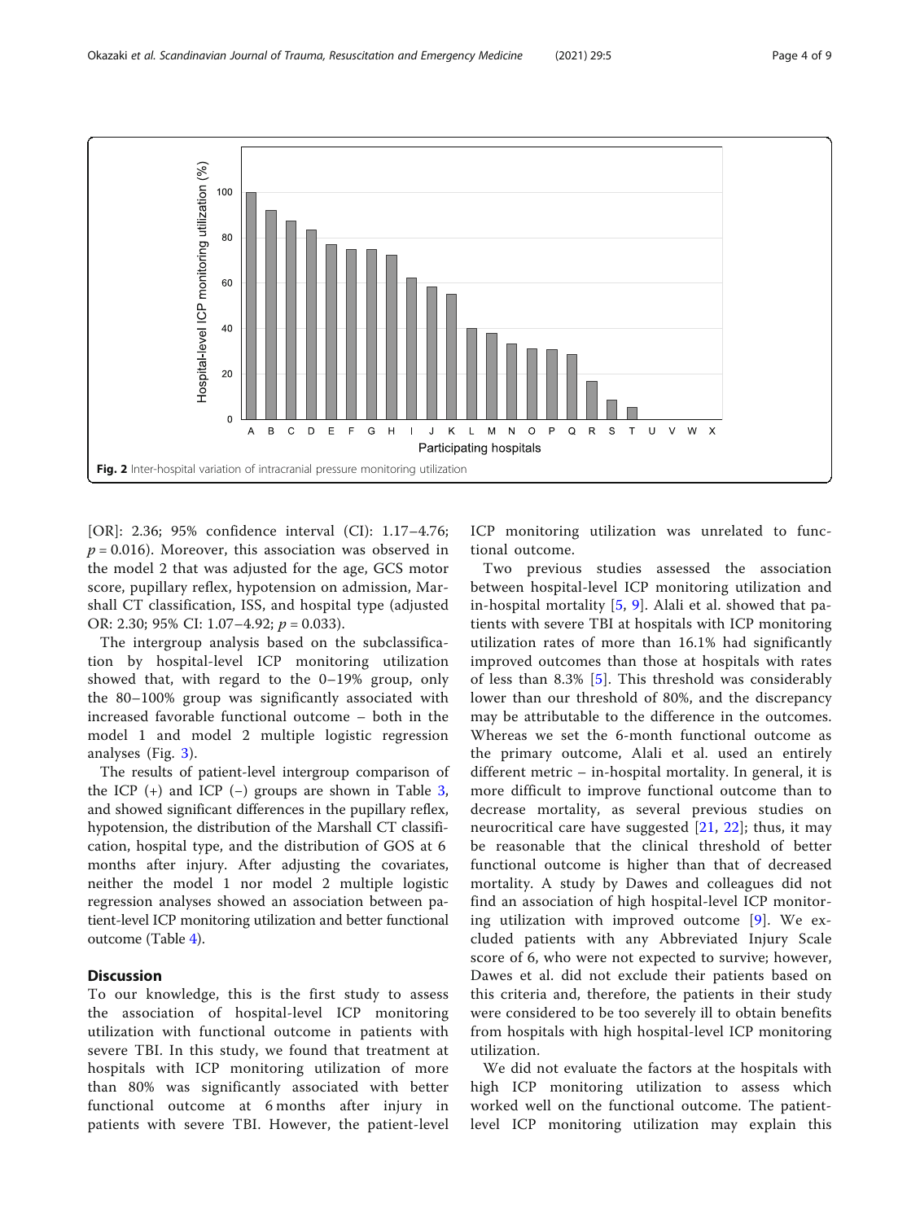Fig. 2 Inter-hospital variation of intracranial pressure monitoring utilization

[OR]: 2.36; 95% confidence interval (CI): 1.17–4.76; $p = 0.016$). Moreover, this association was observed in the model 2 that was adjusted for the age, GCS motor score, pupillary reflex, hypotension on admission, Marshall CT classification, ISS, and hospital type (adjusted OR: 2.30; 95% CI: 1.07–4.92; $p = 0.033$).

The intergroup analysis based on the subclassification by hospital-level ICP monitoring utilization showed that, with regard to the 0–19% group, only the 80–100% group was significantly associated with increased favorable functional outcome – both in the model 1 and model 2 multiple logistic regression analyses (Fig. 3).

The results of patient-level intergroup comparison of the ICP (+) and ICP (−) groups are shown in Table 3, and showed significant differences in the pupillary reflex, hypotension, the distribution of the Marshall CT classification, hospital type, and the distribution of GOS at 6 months after injury. After adjusting the covariates, neither the model 1 nor model 2 multiple logistic regression analyses showed an association between patient-level ICP monitoring utilization and better functional outcome (Table 4).

## Discussion

To our knowledge, this is the first study to assess the association of hospital-level ICP monitoring utilization with functional outcome in patients with severe TBI. In this study, we found that treatment at hospitals with ICP monitoring utilization of more than 80% was significantly associated with better functional outcome at 6 months after injury in patients with severe TBI. However, the patient-level ICP monitoring utilization was unrelated to functional outcome.

Two previous studies assessed the association between hospital-level ICP monitoring utilization and in-hospital mortality [5, 9]. Alali et al. showed that patients with severe TBI at hospitals with ICP monitoring utilization rates of more than 16.1% had significantly improved outcomes than those at hospitals with rates of less than 8.3% [5]. This threshold was considerably lower than our threshold of 80%, and the discrepancy may be attributable to the difference in the outcomes. Whereas we set the 6-month functional outcome as the primary outcome, Alali et al. used an entirely different metric – in-hospital mortality. In general, it is more difficult to improve functional outcome than to decrease mortality, as several previous studies on neurocritical care have suggested [21, 22]; thus, it may be reasonable that the clinical threshold of better functional outcome is higher than that of decreased mortality. A study by Dawes and colleagues did not find an association of high hospital-level ICP monitoring utilization with improved outcome [9]. We excluded patients with any Abbreviated Injury Scale score of 6, who were not expected to survive; however, Dawes et al. did not exclude their patients based on this criteria and, therefore, the patients in their study were considered to be too severely ill to obtain benefits from hospitals with high hospital-level ICP monitoring utilization.

We did not evaluate the factors at the hospitals with high ICP monitoring utilization to assess which worked well on the functional outcome. The patient-level ICP monitoring utilization may explain this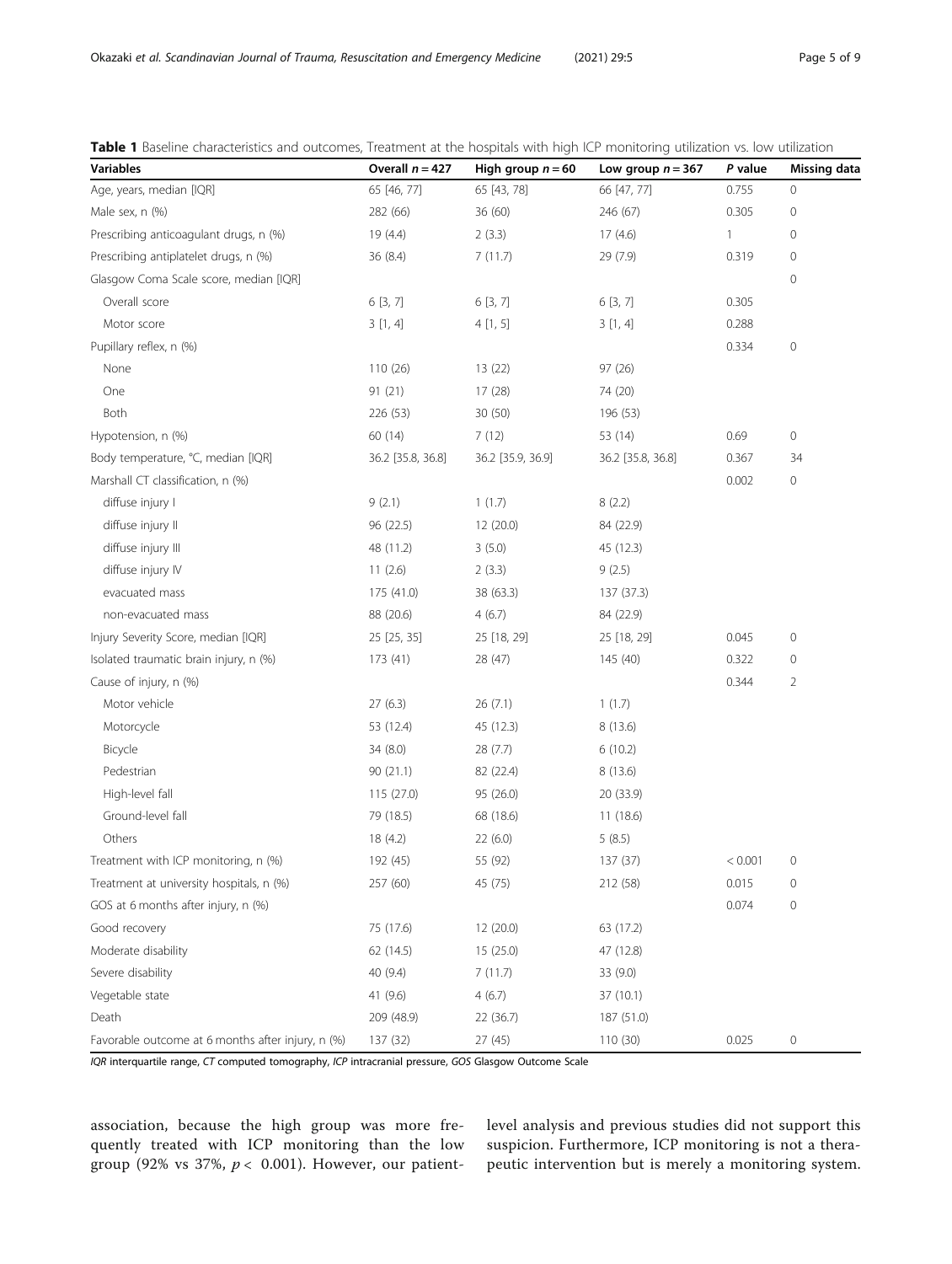**Table 1** Baseline characteristics and outcomes, Treatment at the hospitals with high ICP monitoring utilization vs. low utilization

| Variables | Overall $n = 427$ | High group $n = 60$ | Low group $n = 367$ | *P* value | Missing data |
|---|---|---|---|---|---|
| Age, years, median [IQR] | 65 [46, 77] | 65 [43, 78] | 66 [47, 77] | 0.755 | 0 |
| Male sex, n (%) | 282 (66) | 36 (60) | 246 (67) | 0.305 | 0 |
| Prescribing anticoagulant drugs, n (%) | 19 (4.4) | 2 (3.3) | 17 (4.6) | 1 | 0 |
| Prescribing antiplatelet drugs, n (%) | 36 (8.4) | 7 (11.7) | 29 (7.9) | 0.319 | 0 |
| Glasgow Coma Scale score, median [IQR] | | | | | 0 |
| Overall score | 6 [3, 7] | 6 [3, 7] | 6 [3, 7] | 0.305 | |
| Motor score | 3 [1, 4] | 4 [1, 5] | 3 [1, 4] | 0.288 | |
| Pupillary reflex, n (%) | | | | 0.334 | 0 |
| None | 110 (26) | 13 (22) | 97 (26) | | |
| One | 91 (21) | 17 (28) | 74 (20) | | |
| Both | 226 (53) | 30 (50) | 196 (53) | | |
| Hypotension, n (%) | 60 (14) | 7 (12) | 53 (14) | 0.69 | 0 |
| Body temperature, °C, median [IQR] | 36.2 [35.8, 36.8] | 36.2 [35.9, 36.9] | 36.2 [35.8, 36.8] | 0.367 | 34 |
| Marshall CT classification, n (%) | | | | 0.002 | 0 |
| diffuse injury I | 9 (2.1) | 1 (1.7) | 8 (2.2) | | |
| diffuse injury II | 96 (22.5) | 12 (20.0) | 84 (22.9) | | |
| diffuse injury III | 48 (11.2) | 3 (5.0) | 45 (12.3) | | |
| diffuse injury IV | 11 (2.6) | 2 (3.3) | 9 (2.5) | | |
| evacuated mass | 175 (41.0) | 38 (63.3) | 137 (37.3) | | |
| non-evacuated mass | 88 (20.6) | 4 (6.7) | 84 (22.9) | | |
| Injury Severity Score, median [IQR] | 25 [25, 35] | 25 [18, 29] | 25 [18, 29] | 0.045 | 0 |
| Isolated traumatic brain injury, n (%) | 173 (41) | 28 (47) | 145 (40) | 0.322 | 0 |
| Cause of injury, n (%) | | | | 0.344 | 2 |
| Motor vehicle | 27 (6.3) | 26 (7.1) | 1 (1.7) | | |
| Motorcycle | 53 (12.4) | 45 (12.3) | 8 (13.6) | | |
| Bicycle | 34 (8.0) | 28 (7.7) | 6 (10.2) | | |
| Pedestrian | 90 (21.1) | 82 (22.4) | 8 (13.6) | | |
| High-level fall | 115 (27.0) | 95 (26.0) | 20 (33.9) | | |
| Ground-level fall | 79 (18.5) | 68 (18.6) | 11 (18.6) | | |
| Others | 18 (4.2) | 22 (6.0) | 5 (8.5) | | |
| Treatment with ICP monitoring, n (%) | 192 (45) | 55 (92) | 137 (37) | < 0.001 | 0 |
| Treatment at university hospitals, n (%) | 257 (60) | 45 (75) | 212 (58) | 0.015 | 0 |
| GOS at 6 months after injury, n (%) | | | | 0.074 | 0 |
| Good recovery | 75 (17.6) | 12 (20.0) | 63 (17.2) | | |
| Moderate disability | 62 (14.5) | 15 (25.0) | 47 (12.8) | | |
| Severe disability | 40 (9.4) | 7 (11.7) | 33 (9.0) | | |
| Vegetable state | 41 (9.6) | 4 (6.7) | 37 (10.1) | | |
| Death | 209 (48.9) | 22 (36.7) | 187 (51.0) | | |
| Favorable outcome at 6 months after injury, n (%) | 137 (32) | 27 (45) | 110 (30) | 0.025 | 0 |

*IQR* interquartile range, *CT* computed tomography, *ICP* intracranial pressure, *GOS* Glasgow Outcome Scale

association, because the high group was more frequently treated with ICP monitoring than the low group (92% vs 37%, $p < 0.001$). However, our patient-level analysis and previous studies did not support this suspicion. Furthermore, ICP monitoring is not a therapeutic intervention but is merely a monitoring system.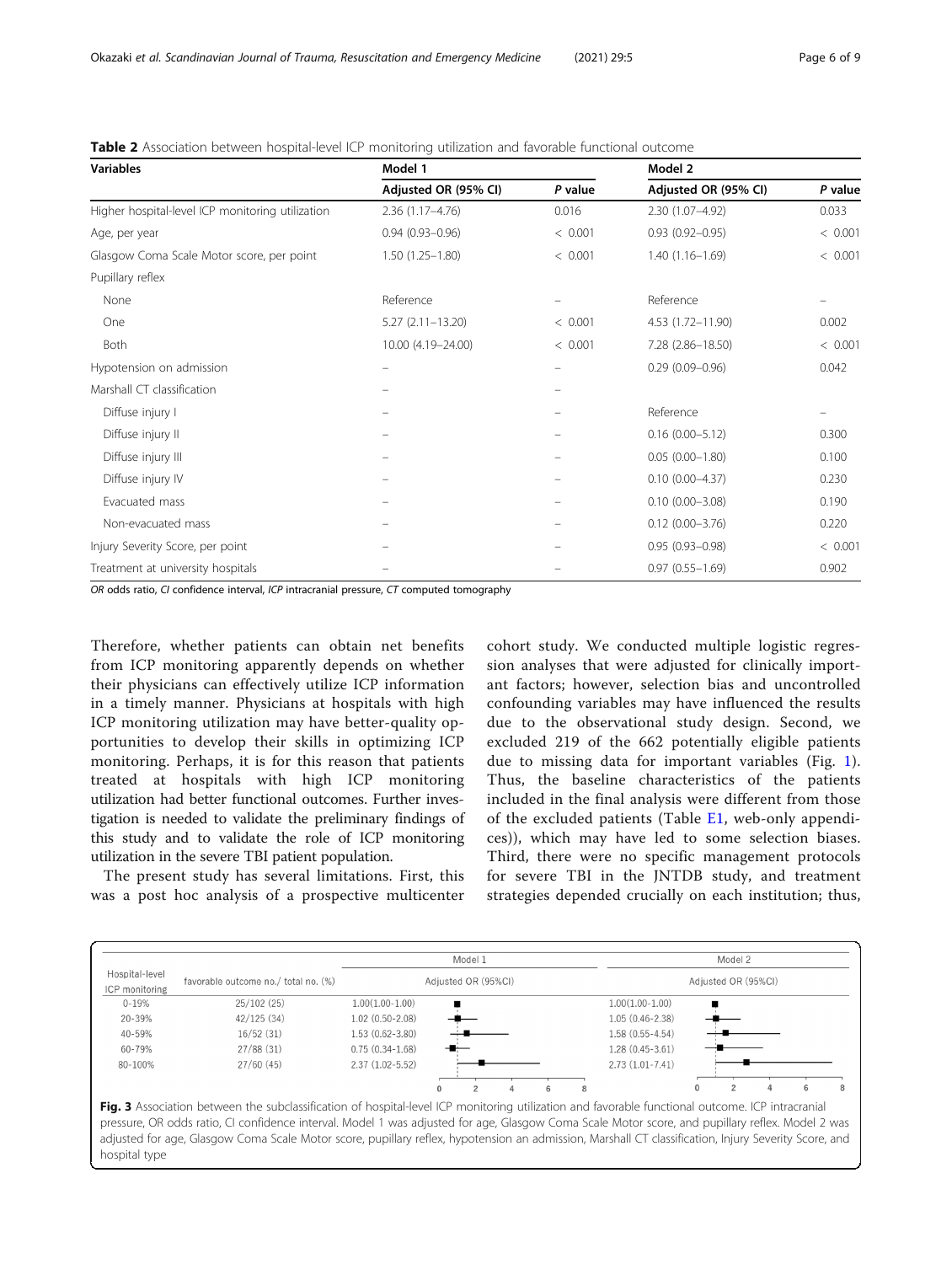**Table 2** Association between hospital-level ICP monitoring utilization and favorable functional outcome

| Variables | Model 1 | | Model 2 | |
|---|---|---|---|---|
| | Adjusted OR (95% CI) | *P* value | Adjusted OR (95% CI) | *P* value |
| Higher hospital-level ICP monitoring utilization | 2.36 (1.17–4.76) | 0.016 | 2.30 (1.07–4.92) | 0.033 |
| Age, per year | 0.94 (0.93–0.96) | < 0.001 | 0.93 (0.92–0.95) | < 0.001 |
| Glasgow Coma Scale Motor score, per point | 1.50 (1.25–1.80) | < 0.001 | 1.40 (1.16–1.69) | < 0.001 |
| Pupillary reflex | | | | |
| None | Reference | – | Reference | – |
| One | 5.27 (2.11–13.20) | < 0.001 | 4.53 (1.72–11.90) | 0.002 |
| Both | 10.00 (4.19–24.00) | < 0.001 | 7.28 (2.86–18.50) | < 0.001 |
| Hypotension on admission | – | – | 0.29 (0.09–0.96) | 0.042 |
| Marshall CT classification | – | – | | |
| Diffuse injury I | – | – | Reference | – |
| Diffuse injury II | – | – | 0.16 (0.00–5.12) | 0.300 |
| Diffuse injury III | – | – | 0.05 (0.00–1.80) | 0.100 |
| Diffuse injury IV | – | – | 0.10 (0.00–4.37) | 0.230 |
| Evacuated mass | – | – | 0.10 (0.00–3.08) | 0.190 |
| Non-evacuated mass | – | – | 0.12 (0.00–3.76) | 0.220 |
| Injury Severity Score, per point | – | – | 0.95 (0.93–0.98) | < 0.001 |
| Treatment at university hospitals | – | – | 0.97 (0.55–1.69) | 0.902 |

*OR* odds ratio, *CI* confidence interval, *ICP* intracranial pressure, *CT* computed tomography

Therefore, whether patients can obtain net benefits from ICP monitoring apparently depends on whether their physicians can effectively utilize ICP information in a timely manner. Physicians at hospitals with high ICP monitoring utilization may have better-quality opportunities to develop their skills in optimizing ICP monitoring. Perhaps, it is for this reason that patients treated at hospitals with high ICP monitoring utilization had better functional outcomes. Further investigation is needed to validate the preliminary findings of this study and to validate the role of ICP monitoring utilization in the severe TBI patient population.

The present study has several limitations. First, this was a post hoc analysis of a prospective multicenter cohort study. We conducted multiple logistic regression analyses that were adjusted for clinically important factors; however, selection bias and uncontrolled confounding variables may have influenced the results due to the observational study design. Second, we excluded 219 of the 662 potentially eligible patients due to missing data for important variables (Fig. 1). Thus, the baseline characteristics of the patients included in the final analysis were different from those of the excluded patients (Table E1, web-only appendices)), which may have led to some selection biases. Third, there were no specific management protocols for severe TBI in the JNTDB study, and treatment strategies depended crucially on each institution; thus,

| Hospital-level ICP monitoring | favorable outcome no./ total no. (%) | Model 1 Adjusted OR (95%CI) | Model 2 Adjusted OR (95%CI) |
|---|---|---|---|
| 0-19% | 25/102 (25) | 1.00(1.00-1.00) | 1.00(1.00-1.00) |
| 20-39% | 42/125 (34) | 1.02 (0.50-2.08) | 1.05 (0.46-2.38) |
| 40-59% | 16/52 (31) | 1.53 (0.62-3.80) | 1.58 (0.55-4.54) |
| 60-79% | 27/88 (31) | 0.75 (0.34-1.68) | 1.28 (0.45-3.61) |
| 80-100% | 27/60 (45) | 2.37 (1.02-5.52) | 2.73 (1.01-7.41) |

**Fig. 3** Association between the subclassification of hospital-level ICP monitoring utilization and favorable functional outcome. ICP intracranial pressure, OR odds ratio, CI confidence interval. Model 1 was adjusted for age, Glasgow Coma Scale Motor score, and pupillary reflex. Model 2 was adjusted for age, Glasgow Coma Scale Motor score, pupillary reflex, hypotension an admission, Marshall CT classification, Injury Severity Score, and hospital type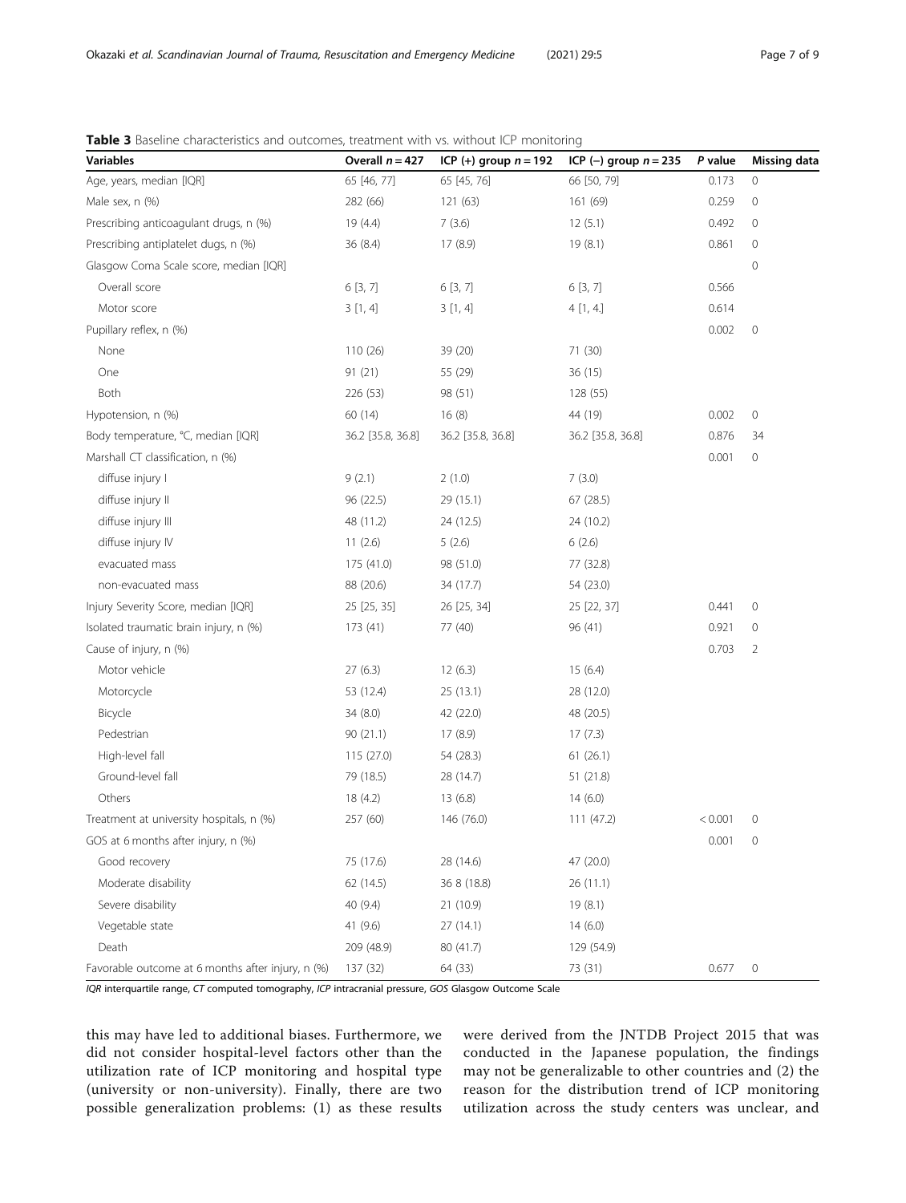**Table 3** Baseline characteristics and outcomes, treatment with vs. without ICP monitoring

| Variables | Overall $n = 427$ | ICP (+) group $n = 192$ | ICP (−) group $n = 235$ | *P* value | Missing data |
|---|---|---|---|---|---|
| Age, years, median [IQR] | 65 [46, 77] | 65 [45, 76] | 66 [50, 79] | 0.173 | 0 |
| Male sex, n (%) | 282 (66) | 121 (63) | 161 (69) | 0.259 | 0 |
| Prescribing anticoagulant drugs, n (%) | 19 (4.4) | 7 (3.6) | 12 (5.1) | 0.492 | 0 |
| Prescribing antiplatelet dugs, n (%) | 36 (8.4) | 17 (8.9) | 19 (8.1) | 0.861 | 0 |
| Glasgow Coma Scale score, median [IQR] | | | | | 0 |
| Overall score | 6 [3, 7] | 6 [3, 7] | 6 [3, 7] | 0.566 | |
| Motor score | 3 [1, 4] | 3 [1, 4] | 4 [1, 4.] | 0.614 | |
| Pupillary reflex, n (%) | | | | 0.002 | 0 |
| None | 110 (26) | 39 (20) | 71 (30) | | |
| One | 91 (21) | 55 (29) | 36 (15) | | |
| Both | 226 (53) | 98 (51) | 128 (55) | | |
| Hypotension, n (%) | 60 (14) | 16 (8) | 44 (19) | 0.002 | 0 |
| Body temperature, °C, median [IQR] | 36.2 [35.8, 36.8] | 36.2 [35.8, 36.8] | 36.2 [35.8, 36.8] | 0.876 | 34 |
| Marshall CT classification, n (%) | | | | 0.001 | 0 |
| diffuse injury I | 9 (2.1) | 2 (1.0) | 7 (3.0) | | |
| diffuse injury II | 96 (22.5) | 29 (15.1) | 67 (28.5) | | |
| diffuse injury III | 48 (11.2) | 24 (12.5) | 24 (10.2) | | |
| diffuse injury IV | 11 (2.6) | 5 (2.6) | 6 (2.6) | | |
| evacuated mass | 175 (41.0) | 98 (51.0) | 77 (32.8) | | |
| non-evacuated mass | 88 (20.6) | 34 (17.7) | 54 (23.0) | | |
| Injury Severity Score, median [IQR] | 25 [25, 35] | 26 [25, 34] | 25 [22, 37] | 0.441 | 0 |
| Isolated traumatic brain injury, n (%) | 173 (41) | 77 (40) | 96 (41) | 0.921 | 0 |
| Cause of injury, n (%) | | | | 0.703 | 2 |
| Motor vehicle | 27 (6.3) | 12 (6.3) | 15 (6.4) | | |
| Motorcycle | 53 (12.4) | 25 (13.1) | 28 (12.0) | | |
| Bicycle | 34 (8.0) | 42 (22.0) | 48 (20.5) | | |
| Pedestrian | 90 (21.1) | 17 (8.9) | 17 (7.3) | | |
| High-level fall | 115 (27.0) | 54 (28.3) | 61 (26.1) | | |
| Ground-level fall | 79 (18.5) | 28 (14.7) | 51 (21.8) | | |
| Others | 18 (4.2) | 13 (6.8) | 14 (6.0) | | |
| Treatment at university hospitals, n (%) | 257 (60) | 146 (76.0) | 111 (47.2) | < 0.001 | 0 |
| GOS at 6 months after injury, n (%) | | | | 0.001 | 0 |
| Good recovery | 75 (17.6) | 28 (14.6) | 47 (20.0) | | |
| Moderate disability | 62 (14.5) | 36 8 (18.8) | 26 (11.1) | | |
| Severe disability | 40 (9.4) | 21 (10.9) | 19 (8.1) | | |
| Vegetable state | 41 (9.6) | 27 (14.1) | 14 (6.0) | | |
| Death | 209 (48.9) | 80 (41.7) | 129 (54.9) | | |
| Favorable outcome at 6 months after injury, n (%) | 137 (32) | 64 (33) | 73 (31) | 0.677 | 0 |

*IQR* interquartile range, *CT* computed tomography, *ICP* intracranial pressure, *GOS* Glasgow Outcome Scale

this may have led to additional biases. Furthermore, we did not consider hospital-level factors other than the utilization rate of ICP monitoring and hospital type (university or non-university). Finally, there are two possible generalization problems: (1) as these results were derived from the JNTDB Project 2015 that was conducted in the Japanese population, the findings may not be generalizable to other countries and (2) the reason for the distribution trend of ICP monitoring utilization across the study centers was unclear, and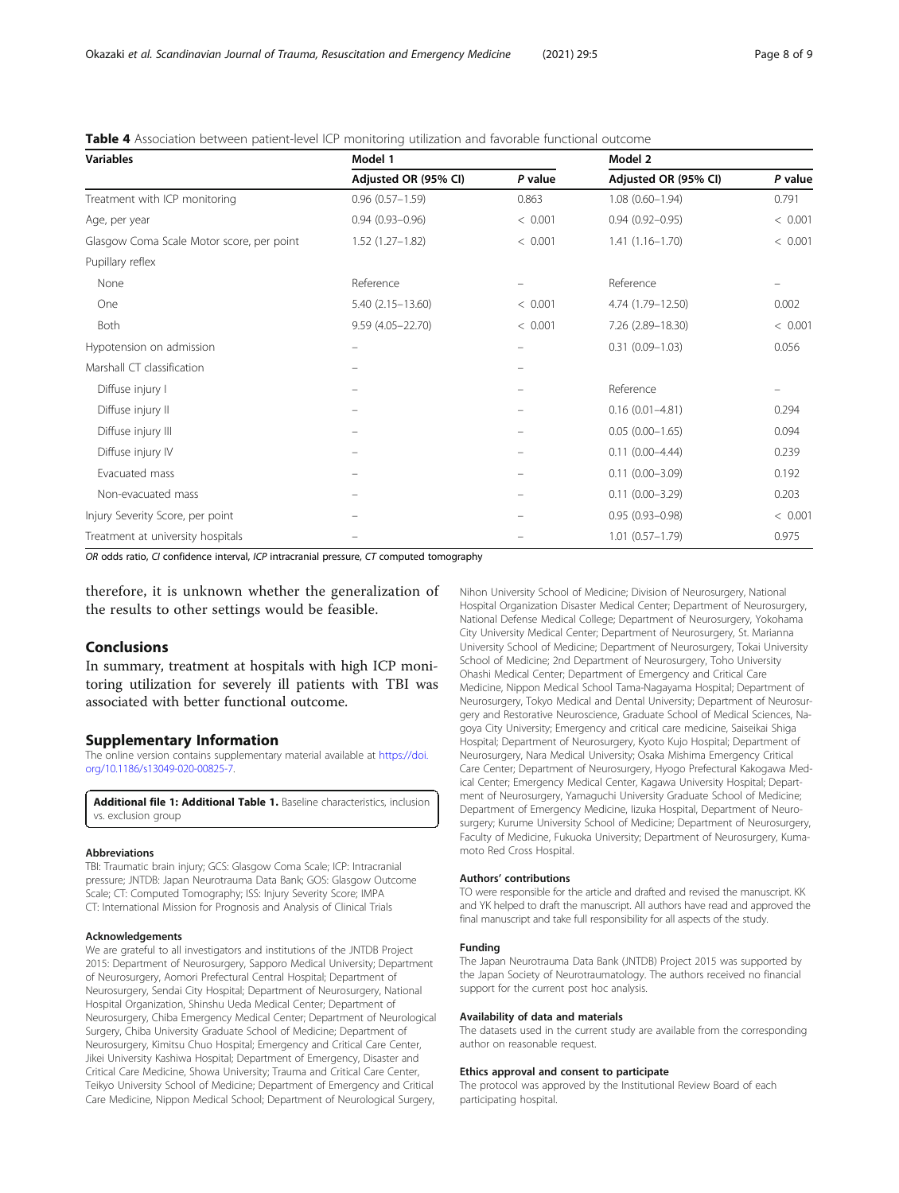**Table 4** Association between patient-level ICP monitoring utilization and favorable functional outcome

| Variables | Model 1 | | Model 2 | |
|---|---|---|---|---|
| | Adjusted OR (95% CI) | *P* value | Adjusted OR (95% CI) | *P* value |
| Treatment with ICP monitoring | 0.96 (0.57–1.59) | 0.863 | 1.08 (0.60–1.94) | 0.791 |
| Age, per year | 0.94 (0.93–0.96) | < 0.001 | 0.94 (0.92–0.95) | < 0.001 |
| Glasgow Coma Scale Motor score, per point | 1.52 (1.27–1.82) | < 0.001 | 1.41 (1.16–1.70) | < 0.001 |
| Pupillary reflex | | | | |
| None | Reference | – | Reference | – |
| One | 5.40 (2.15–13.60) | < 0.001 | 4.74 (1.79–12.50) | 0.002 |
| Both | 9.59 (4.05–22.70) | < 0.001 | 7.26 (2.89–18.30) | < 0.001 |
| Hypotension on admission | – | – | 0.31 (0.09–1.03) | 0.056 |
| Marshall CT classification | – | – | | |
| Diffuse injury I | – | – | Reference | – |
| Diffuse injury II | – | – | 0.16 (0.01–4.81) | 0.294 |
| Diffuse injury III | – | – | 0.05 (0.00–1.65) | 0.094 |
| Diffuse injury IV | – | – | 0.11 (0.00–4.44) | 0.239 |
| Evacuated mass | – | – | 0.11 (0.00–3.09) | 0.192 |
| Non-evacuated mass | – | – | 0.11 (0.00–3.29) | 0.203 |
| Injury Severity Score, per point | – | – | 0.95 (0.93–0.98) | < 0.001 |
| Treatment at university hospitals | – | – | 1.01 (0.57–1.79) | 0.975 |

*OR* odds ratio, *CI* confidence interval, *ICP* intracranial pressure, *CT* computed tomography

therefore, it is unknown whether the generalization of the results to other settings would be feasible.

## Conclusions

In summary, treatment at hospitals with high ICP monitoring utilization for severely ill patients with TBI was associated with better functional outcome.

## Supplementary Information

The online version contains supplementary material available at https://doi.org/10.1186/s13049-020-00825-7.

**Additional file 1: Additional Table 1.** Baseline characteristics, inclusion vs. exclusion group

### Abbreviations

TBI: Traumatic brain injury; GCS: Glasgow Coma Scale; ICP: Intracranial pressure; JNTDB: Japan Neurotrauma Data Bank; GOS: Glasgow Outcome Scale; CT: Computed Tomography; ISS: Injury Severity Score; IMPACT: International Mission for Prognosis and Analysis of Clinical Trials

### Acknowledgements

We are grateful to all investigators and institutions of the JNTDB Project 2015: Department of Neurosurgery, Sapporo Medical University; Department of Neurosurgery, Aomori Prefectural Central Hospital; Department of Neurosurgery, Sendai City Hospital; Department of Neurosurgery, National Hospital Organization, Shinshu Ueda Medical Center; Department of Neurosurgery, Chiba Emergency Medical Center; Department of Neurological Surgery, Chiba University Graduate School of Medicine; Department of Neurosurgery, Kimitsu Chuo Hospital; Emergency and Critical Care Center, Jikei University Kashiwa Hospital; Department of Emergency, Disaster and Critical Care Medicine, Showa University; Trauma and Critical Care Center, Teikyo University School of Medicine; Department of Emergency and Critical Care Medicine, Nippon Medical School; Department of Neurological Surgery, Nihon University School of Medicine; Division of Neurosurgery, National Hospital Organization Disaster Medical Center; Department of Neurosurgery, National Defense Medical College; Department of Neurosurgery, Yokohama City University Medical Center; Department of Neurosurgery, St. Marianna University School of Medicine; Department of Neurosurgery, Tokai University School of Medicine; 2nd Department of Neurosurgery, Toho University Ohashi Medical Center; Department of Emergency and Critical Care Medicine, Nippon Medical School Tama-Nagayama Hospital; Department of Neurosurgery, Tokyo Medical and Dental University; Department of Neurosurgery and Restorative Neuroscience, Graduate School of Medical Sciences, Nagoya City University; Emergency and critical care medicine, Saiseikai Shiga Hospital; Department of Neurosurgery, Kyoto Kujo Hospital; Department of Neurosurgery, Nara Medical University; Osaka Mishima Emergency Critical Care Center; Department of Neurosurgery, Hyogo Prefectural Kakogawa Medical Center; Emergency Medical Center, Kagawa University Hospital; Department of Neurosurgery, Yamaguchi University Graduate School of Medicine; Department of Emergency Medicine, Iizuka Hospital, Department of Neurosurgery; Kurume University School of Medicine; Department of Neurosurgery, Faculty of Medicine, Fukuoka University; Department of Neurosurgery, Kumamoto Red Cross Hospital.

### Authors' contributions

TO were responsible for the article and drafted and revised the manuscript. KK and YK helped to draft the manuscript. All authors have read and approved the final manuscript and take full responsibility for all aspects of the study.

### Funding

The Japan Neurotrauma Data Bank (JNTDB) Project 2015 was supported by the Japan Society of Neurotraumatology. The authors received no financial support for the current post hoc analysis.

### Availability of data and materials

The datasets used in the current study are available from the corresponding author on reasonable request.

### Ethics approval and consent to participate

The protocol was approved by the Institutional Review Board of each participating hospital.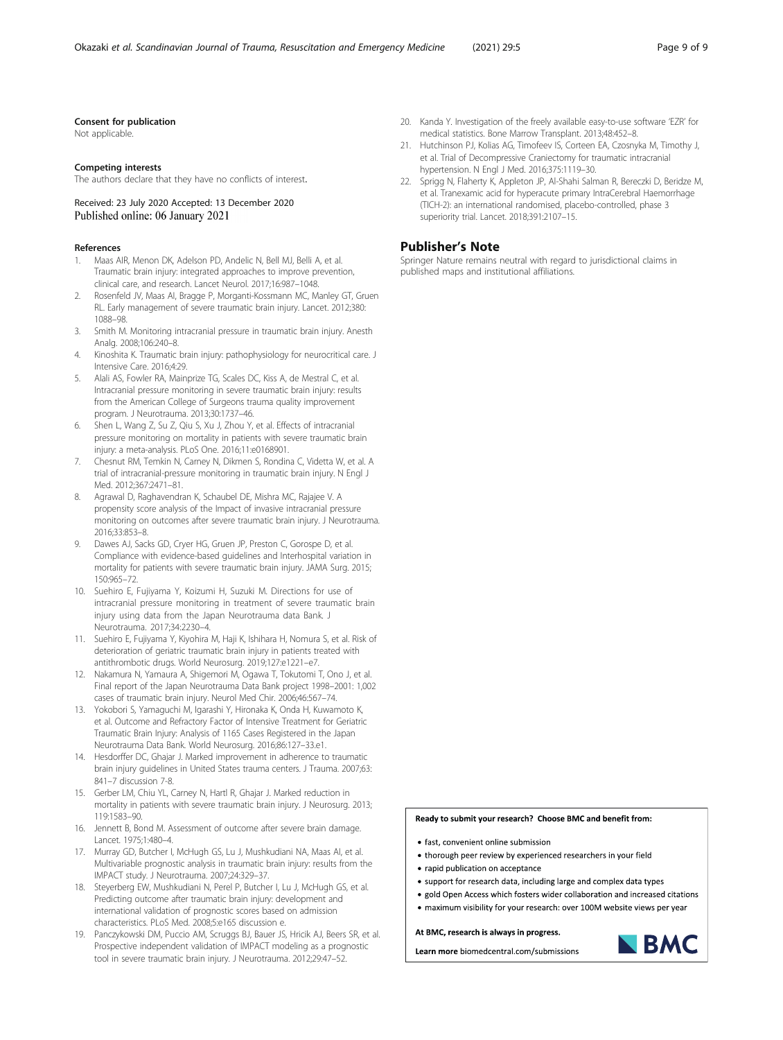#### Consent for publication

Not applicable.

#### Competing interests

The authors declare that they have no conflicts of interest.

Received: 23 July 2020 Accepted: 13 December 2020
Published online: 06 January 2021

#### References

1. Maas AIR, Menon DK, Adelson PD, Andelic N, Bell MJ, Belli A, et al. Traumatic brain injury: integrated approaches to improve prevention, clinical care, and research. Lancet Neurol. 2017;16:987–1048.
2. Rosenfeld JV, Maas AI, Bragge P, Morganti-Kossmann MC, Manley GT, Gruen RL. Early management of severe traumatic brain injury. Lancet. 2012;380: 1088–98.
3. Smith M. Monitoring intracranial pressure in traumatic brain injury. Anesth Analg. 2008;106:240–8.
4. Kinoshita K. Traumatic brain injury: pathophysiology for neurocritical care. J Intensive Care. 2016;4:29.
5. Alali AS, Fowler RA, Mainprize TG, Scales DC, Kiss A, de Mestral C, et al. Intracranial pressure monitoring in severe traumatic brain injury: results from the American College of Surgeons trauma quality improvement program. J Neurotrauma. 2013;30:1737–46.
6. Shen L, Wang Z, Su Z, Qiu S, Xu J, Zhou Y, et al. Effects of intracranial pressure monitoring on mortality in patients with severe traumatic brain injury: a meta-analysis. PLoS One. 2016;11:e0168901.
7. Chesnut RM, Temkin N, Carney N, Dikmen S, Rondina C, Videtta W, et al. A trial of intracranial-pressure monitoring in traumatic brain injury. N Engl J Med. 2012;367:2471–81.
8. Agrawal D, Raghavendran K, Schaubel DE, Mishra MC, Rajajee V. A propensity score analysis of the Impact of invasive intracranial pressure monitoring on outcomes after severe traumatic brain injury. J Neurotrauma. 2016;33:853–8.
9. Dawes AJ, Sacks GD, Cryer HG, Gruen JP, Preston C, Gorospe D, et al. Compliance with evidence-based guidelines and Interhospital variation in mortality for patients with severe traumatic brain injury. JAMA Surg. 2015; 150:965–72.
10. Suehiro E, Fujiyama Y, Koizumi H, Suzuki M. Directions for use of intracranial pressure monitoring in treatment of severe traumatic brain injury using data from the Japan Neurotrauma data Bank. J Neurotrauma. 2017;34:2230–4.
11. Suehiro E, Fujiyama Y, Kiyohira M, Haji K, Ishihara H, Nomura S, et al. Risk of deterioration of geriatric traumatic brain injury in patients treated with antithrombotic drugs. World Neurosurg. 2019;127:e1221–e7.
12. Nakamura N, Yamaura A, Shigemori M, Ogawa T, Tokutomi T, Ono J, et al. Final report of the Japan Neurotrauma Data Bank project 1998–2001: 1,002 cases of traumatic brain injury. Neurol Med Chir. 2006;46:567–74.
13. Yokobori S, Yamaguchi M, Igarashi Y, Hironaka K, Onda H, Kuwamoto K, et al. Outcome and Refractory Factor of Intensive Treatment for Geriatric Traumatic Brain Injury: Analysis of 1165 Cases Registered in the Japan Neurotrauma Data Bank. World Neurosurg. 2016;86:127–33.e1.
14. Hesdorffer DC, Ghajar J. Marked improvement in adherence to traumatic brain injury guidelines in United States trauma centers. J Trauma. 2007;63: 841–7 discussion 7-8.
15. Gerber LM, Chiu YL, Carney N, Hartl R, Ghajar J. Marked reduction in mortality in patients with severe traumatic brain injury. J Neurosurg. 2013; 119:1583–90.
16. Jennett B, Bond M. Assessment of outcome after severe brain damage. Lancet. 1975;1:480–4.
17. Murray GD, Butcher I, McHugh GS, Lu J, Mushkudiani NA, Maas AI, et al. Multivariable prognostic analysis in traumatic brain injury: results from the IMPACT study. J Neurotrauma. 2007;24:329–37.
18. Steyerberg EW, Mushkudiani N, Perel P, Butcher I, Lu J, McHugh GS, et al. Predicting outcome after traumatic brain injury: development and international validation of prognostic scores based on admission characteristics. PLoS Med. 2008;5:e165 discussion e.
19. Panczykowski DM, Puccio AM, Scruggs BJ, Bauer JS, Hricik AJ, Beers SR, et al. Prospective independent validation of IMPACT modeling as a prognostic tool in severe traumatic brain injury. J Neurotrauma. 2012;29:47–52.
20. Kanda Y. Investigation of the freely available easy-to-use software 'EZR' for medical statistics. Bone Marrow Transplant. 2013;48:452–8.
21. Hutchinson PJ, Kolias AG, Timofeev IS, Corteen EA, Czosnyka M, Timothy J, et al. Trial of Decompressive Craniectomy for traumatic intracranial hypertension. N Engl J Med. 2016;375:1119–30.
22. Sprigg N, Flaherty K, Appleton JP, Al-Shahi Salman R, Bereczki D, Beridze M, et al. Tranexamic acid for hyperacute primary IntraCerebral Haemorrhage (TICH-2): an international randomised, placebo-controlled, phase 3 superiority trial. Lancet. 2018;391:2107–15.

## Publisher's Note

Springer Nature remains neutral with regard to jurisdictional claims in published maps and institutional affiliations.

**Ready to submit your research? Choose BMC and benefit from:**

- fast, convenient online submission
- thorough peer review by experienced researchers in your field
- rapid publication on acceptance
- support for research data, including large and complex data types
- gold Open Access which fosters wider collaboration and increased citations
- maximum visibility for your research: over 100M website views per year

**At BMC, research is always in progress.**

**Learn more** biomedcentral.com/submissions

BMC